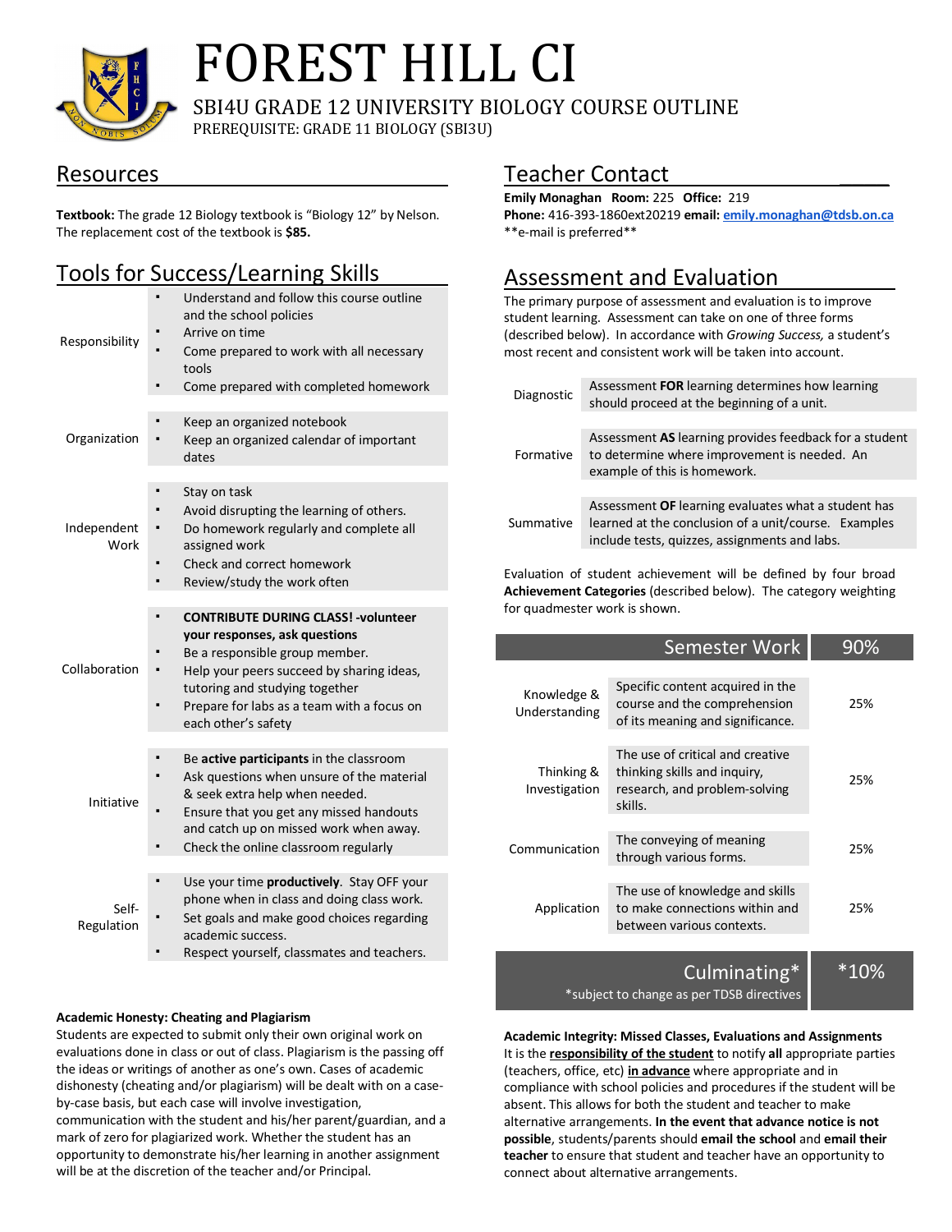# FOREST HILL CI

SBI4U GRADE 12 UNIVERSITY BIOLOGY COURSE OUTLINE

PREREQUISITE: GRADE 11 BIOLOGY (SBI3U)

## Resources

**Textbook:** The grade 12 Biology textbook is "Biology 12" by Nelson. The replacement cost of the textbook is **$85.**

## Tools for Success/Learning Skills

| | |
|---|---|
| Responsibility | ▪ Understand and follow this course outline and the school policies<br>▪ Arrive on time<br>▪ Come prepared to work with all necessary tools<br>▪ Come prepared with completed homework |
| Organization | ▪ Keep an organized notebook<br>▪ Keep an organized calendar of important dates |
| Independent Work | ▪ Stay on task<br>▪ Avoid disrupting the learning of others.<br>▪ Do homework regularly and complete all assigned work<br>▪ Check and correct homework<br>▪ Review/study the work often |
| Collaboration | ▪ **CONTRIBUTE DURING CLASS! -volunteer your responses, ask questions**<br>▪ Be a responsible group member.<br>▪ Help your peers succeed by sharing ideas, tutoring and studying together<br>▪ Prepare for labs as a team with a focus on each other's safety |
| Initiative | ▪ Be **active participants** in the classroom<br>▪ Ask questions when unsure of the material & seek extra help when needed.<br>▪ Ensure that you get any missed handouts and catch up on missed work when away.<br>▪ Check the online classroom regularly |
| Self-Regulation | ▪ Use your time **productively**. Stay OFF your phone when in class and doing class work.<br>▪ Set goals and make good choices regarding academic success.<br>▪ Respect yourself, classmates and teachers. |

**Academic Honesty: Cheating and Plagiarism**

Students are expected to submit only their own original work on evaluations done in class or out of class. Plagiarism is the passing off the ideas or writings of another as one's own. Cases of academic dishonesty (cheating and/or plagiarism) will be dealt with on a case-by-case basis, but each case will involve investigation, communication with the student and his/her parent/guardian, and a mark of zero for plagiarized work. Whether the student has an opportunity to demonstrate his/her learning in another assignment will be at the discretion of the teacher and/or Principal.

## Teacher Contact

**Emily Monaghan Room:** 225 **Office:** 219

**Phone:** 416-393-1860ext20219 **email:** emily.monaghan@tdsb.on.ca

**e-mail is preferred**

## Assessment and Evaluation

The primary purpose of assessment and evaluation is to improve student learning. Assessment can take on one of three forms (described below). In accordance with *Growing Success,* a student's most recent and consistent work will be taken into account.

| | |
|---|---|
| Diagnostic | Assessment **FOR** learning determines how learning should proceed at the beginning of a unit. |
| Formative | Assessment **AS** learning provides feedback for a student to determine where improvement is needed. An example of this is homework. |
| Summative | Assessment **OF** learning evaluates what a student has learned at the conclusion of a unit/course. Examples include tests, quizzes, assignments and labs. |

Evaluation of student achievement will be defined by four broad **Achievement Categories** (described below). The category weighting for quadmester work is shown.

| | Semester Work | 90% |
|---|---|---|
| Knowledge & Understanding | Specific content acquired in the course and the comprehension of its meaning and significance. | 25% |
| Thinking & Investigation | The use of critical and creative thinking skills and inquiry, research, and problem-solving skills. | 25% |
| Communication | The conveying of meaning through various forms. | 25% |
| Application | The use of knowledge and skills to make connections within and between various contexts. | 25% |
| | Culminating* <br>*subject to change as per TDSB directives | *10% |

**Academic Integrity: Missed Classes, Evaluations and Assignments**

It is the **responsibility of the student** to notify **all** appropriate parties (teachers, office, etc) **in advance** where appropriate and in compliance with school policies and procedures if the student will be absent. This allows for both the student and teacher to make alternative arrangements. **In the event that advance notice is not possible**, students/parents should **email the school** and **email their teacher** to ensure that student and teacher have an opportunity to connect about alternative arrangements.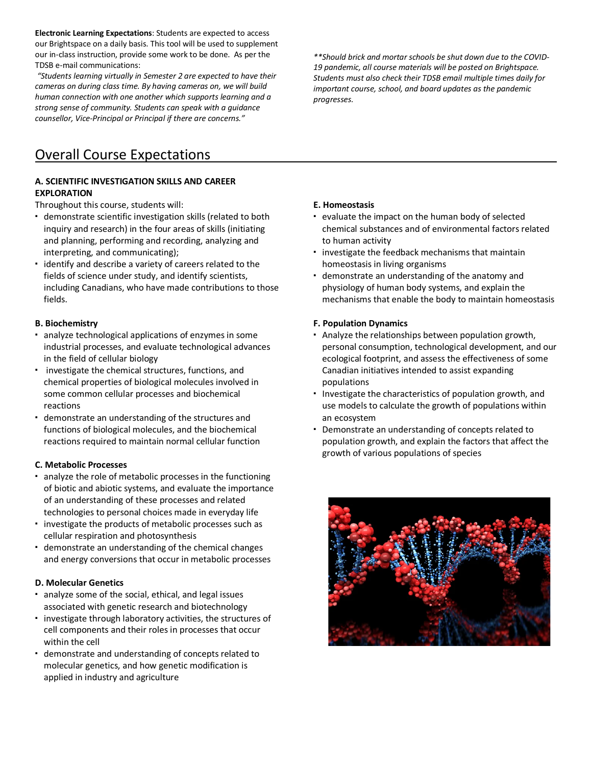**Electronic Learning Expectations**: Students are expected to access our Brightspace on a daily basis. This tool will be used to supplement our in-class instruction, provide some work to be done. As per the TDSB e-mail communications:

*"Students learning virtually in Semester 2 are expected to have their cameras on during class time. By having cameras on, we will build human connection with one another which supports learning and a strong sense of community. Students can speak with a guidance counsellor, Vice-Principal or Principal if there are concerns."*

*\*\*Should brick and mortar schools be shut down due to the COVID-19 pandemic, all course materials will be posted on Brightspace. Students must also check their TDSB email multiple times daily for important course, school, and board updates as the pandemic progresses.*

## Overall Course Expectations

**A. SCIENTIFIC INVESTIGATION SKILLS AND CAREER EXPLORATION**

Throughout this course, students will:

- demonstrate scientific investigation skills (related to both inquiry and research) in the four areas of skills (initiating and planning, performing and recording, analyzing and interpreting, and communicating);
- identify and describe a variety of careers related to the fields of science under study, and identify scientists, including Canadians, who have made contributions to those fields.

**B. Biochemistry**

- analyze technological applications of enzymes in some industrial processes, and evaluate technological advances in the field of cellular biology
- investigate the chemical structures, functions, and chemical properties of biological molecules involved in some common cellular processes and biochemical reactions
- demonstrate an understanding of the structures and functions of biological molecules, and the biochemical reactions required to maintain normal cellular function

**C. Metabolic Processes**

- analyze the role of metabolic processes in the functioning of biotic and abiotic systems, and evaluate the importance of an understanding of these processes and related technologies to personal choices made in everyday life
- investigate the products of metabolic processes such as cellular respiration and photosynthesis
- demonstrate an understanding of the chemical changes and energy conversions that occur in metabolic processes

**D. Molecular Genetics**

- analyze some of the social, ethical, and legal issues associated with genetic research and biotechnology
- investigate through laboratory activities, the structures of cell components and their roles in processes that occur within the cell
- demonstrate and understanding of concepts related to molecular genetics, and how genetic modification is applied in industry and agriculture

**E. Homeostasis**

- evaluate the impact on the human body of selected chemical substances and of environmental factors related to human activity
- investigate the feedback mechanisms that maintain homeostasis in living organisms
- demonstrate an understanding of the anatomy and physiology of human body systems, and explain the mechanisms that enable the body to maintain homeostasis

**F. Population Dynamics**

- Analyze the relationships between population growth, personal consumption, technological development, and our ecological footprint, and assess the effectiveness of some Canadian initiatives intended to assist expanding populations
- Investigate the characteristics of population growth, and use models to calculate the growth of populations within an ecosystem
- Demonstrate an understanding of concepts related to population growth, and explain the factors that affect the growth of various populations of species